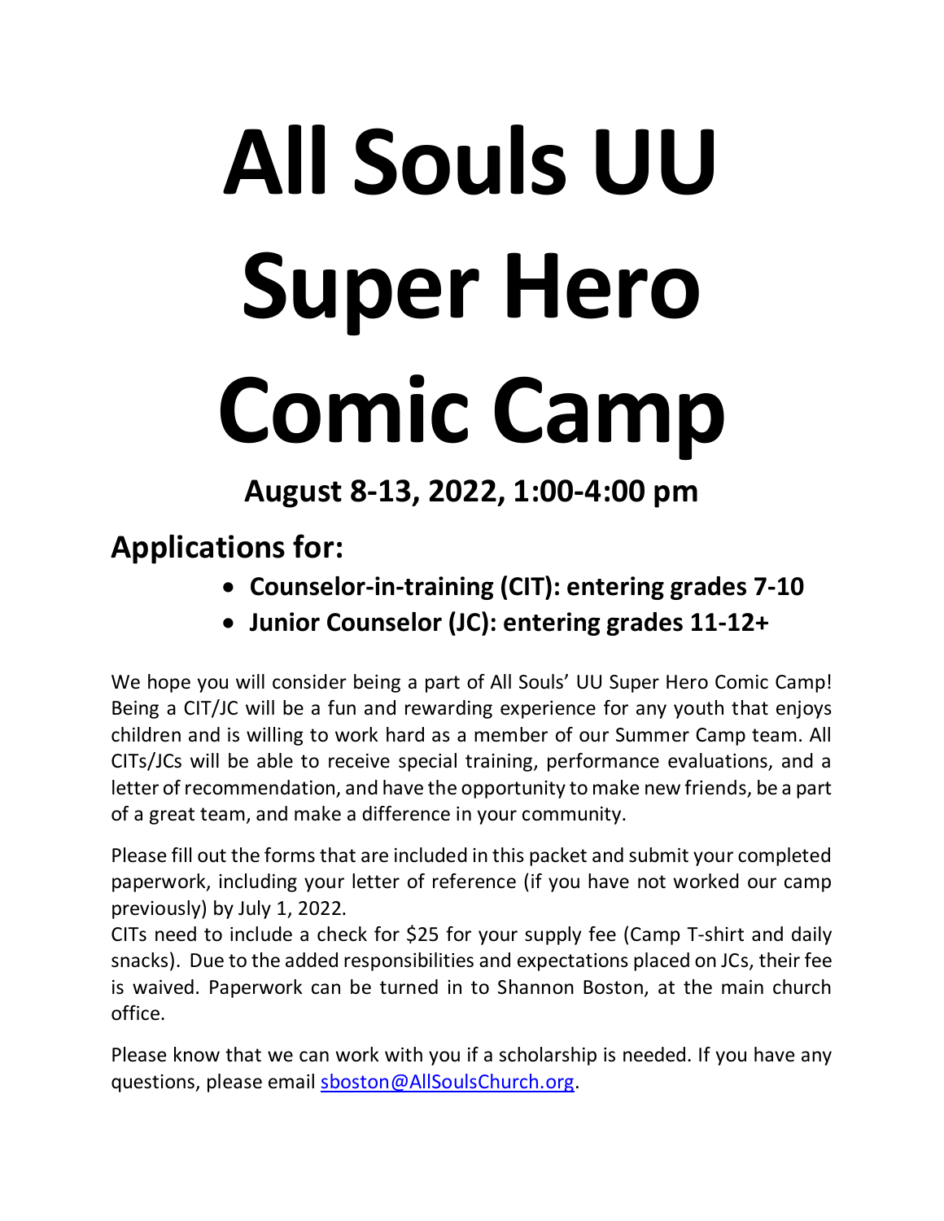# All Souls UU Super Hero Comic Camp

## August 8-13, 2022, 1:00-4:00 pm

## Applications for:

- **Counselor-in-training (CIT): entering grades 7-10**
- **Junior Counselor (JC): entering grades 11-12+**

We hope you will consider being a part of All Souls' UU Super Hero Comic Camp! Being a CIT/JC will be a fun and rewarding experience for any youth that enjoys children and is willing to work hard as a member of our Summer Camp team. All CITs/JCs will be able to receive special training, performance evaluations, and a letter of recommendation, and have the opportunity to make new friends, be a part of a great team, and make a difference in your community.

Please fill out the forms that are included in this packet and submit your completed paperwork, including your letter of reference (if you have not worked our camp previously) by July 1, 2022.

CITs need to include a check for $25 for your supply fee (Camp T-shirt and daily snacks). Due to the added responsibilities and expectations placed on JCs, their fee is waived. Paperwork can be turned in to Shannon Boston, at the main church office.

Please know that we can work with you if a scholarship is needed. If you have any questions, please email sboston@AllSoulsChurch.org.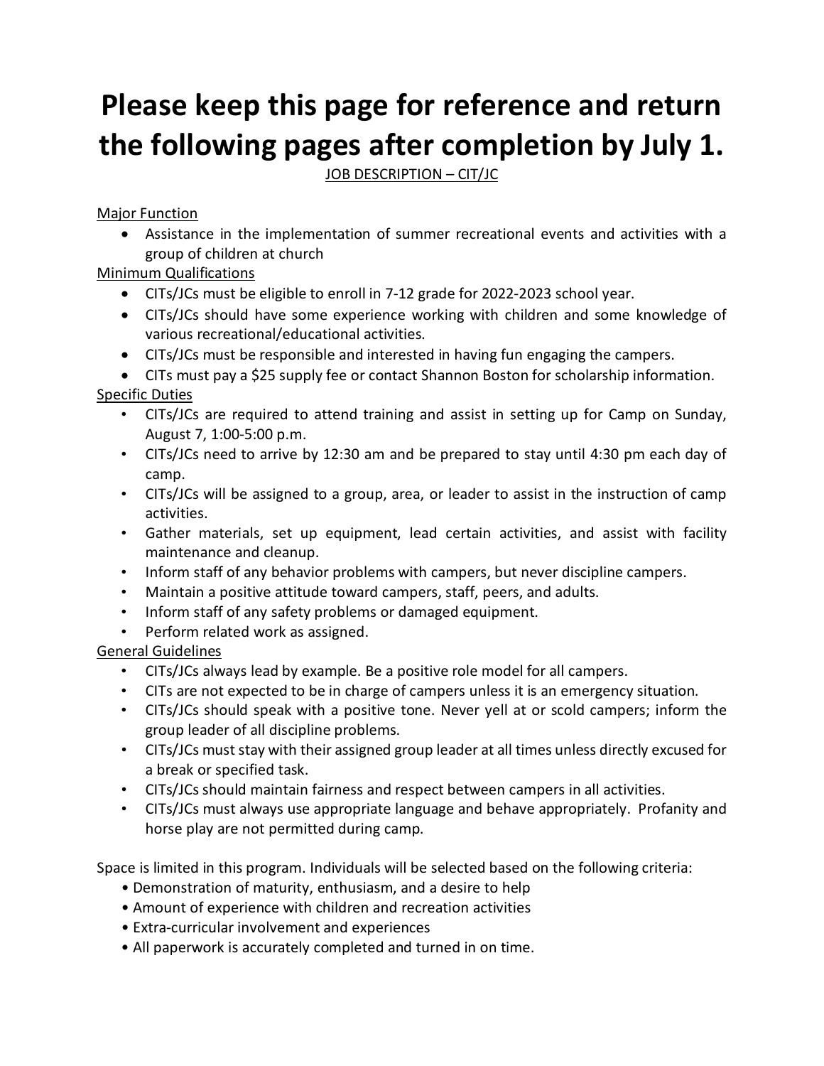# Please keep this page for reference and return the following pages after completion by July 1.

JOB DESCRIPTION – CIT/JC

Major Function

- Assistance in the implementation of summer recreational events and activities with a group of children at church

Minimum Qualifications

- CITs/JCs must be eligible to enroll in 7-12 grade for 2022-2023 school year.
- CITs/JCs should have some experience working with children and some knowledge of various recreational/educational activities.
- CITs/JCs must be responsible and interested in having fun engaging the campers.
- CITs must pay a $25 supply fee or contact Shannon Boston for scholarship information.

Specific Duties

- CITs/JCs are required to attend training and assist in setting up for Camp on Sunday, August 7, 1:00-5:00 p.m.
- CITs/JCs need to arrive by 12:30 am and be prepared to stay until 4:30 pm each day of camp.
- CITs/JCs will be assigned to a group, area, or leader to assist in the instruction of camp activities.
- Gather materials, set up equipment, lead certain activities, and assist with facility maintenance and cleanup.
- Inform staff of any behavior problems with campers, but never discipline campers.
- Maintain a positive attitude toward campers, staff, peers, and adults.
- Inform staff of any safety problems or damaged equipment.
- Perform related work as assigned.

General Guidelines

- CITs/JCs always lead by example. Be a positive role model for all campers.
- CITs are not expected to be in charge of campers unless it is an emergency situation.
- CITs/JCs should speak with a positive tone. Never yell at or scold campers; inform the group leader of all discipline problems.
- CITs/JCs must stay with their assigned group leader at all times unless directly excused for a break or specified task.
- CITs/JCs should maintain fairness and respect between campers in all activities.
- CITs/JCs must always use appropriate language and behave appropriately. Profanity and horse play are not permitted during camp.

Space is limited in this program. Individuals will be selected based on the following criteria:

- Demonstration of maturity, enthusiasm, and a desire to help
- Amount of experience with children and recreation activities
- Extra-curricular involvement and experiences
- All paperwork is accurately completed and turned in on time.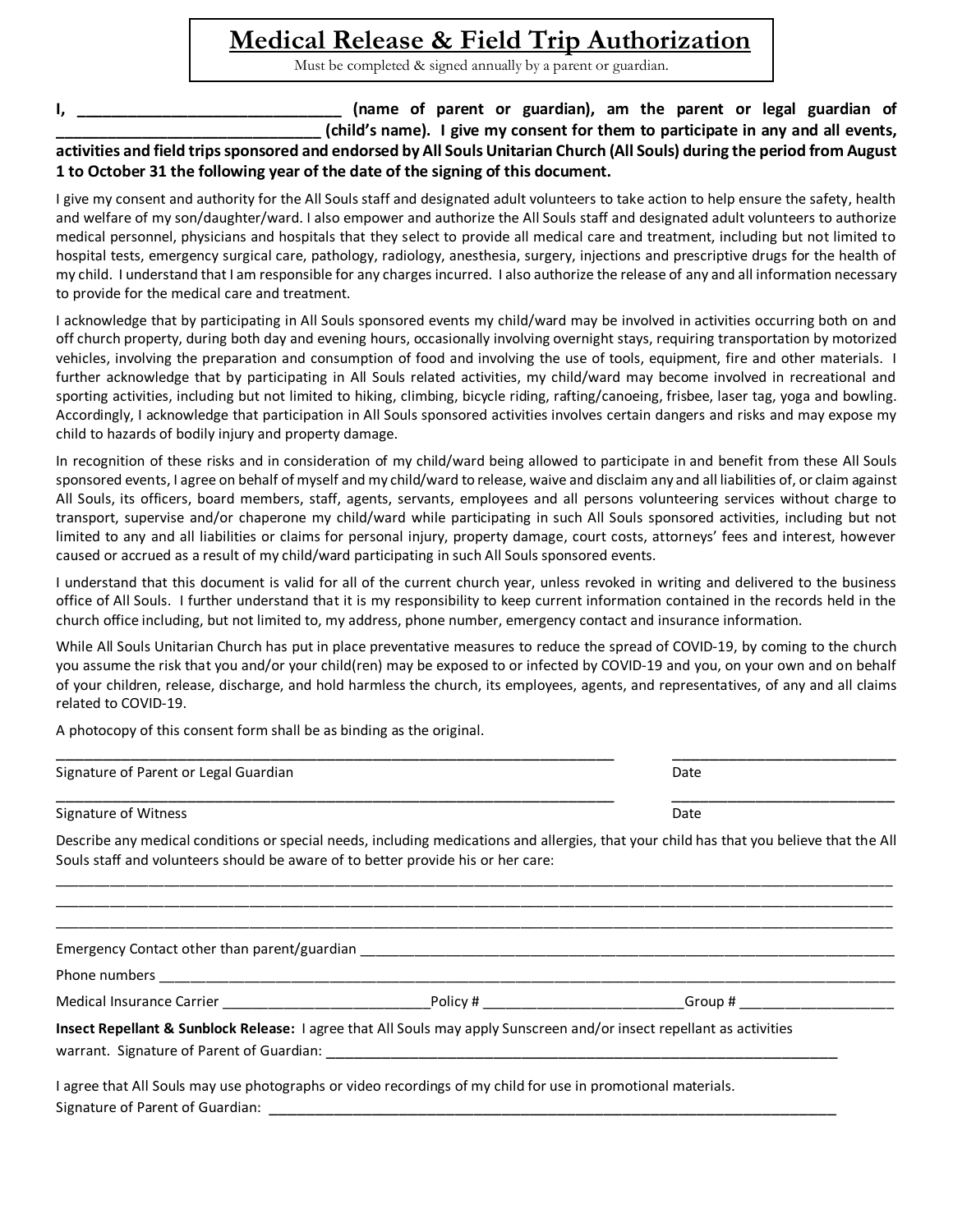# Medical Release & Field Trip Authorization

Must be completed & signed annually by a parent or guardian.

**I, ______________________________ (name of parent or guardian), am the parent or legal guardian of ______________________________ (child's name). I give my consent for them to participate in any and all events, activities and field trips sponsored and endorsed by All Souls Unitarian Church (All Souls) during the period from August 1 to October 31 the following year of the date of the signing of this document.**

I give my consent and authority for the All Souls staff and designated adult volunteers to take action to help ensure the safety, health and welfare of my son/daughter/ward. I also empower and authorize the All Souls staff and designated adult volunteers to authorize medical personnel, physicians and hospitals that they select to provide all medical care and treatment, including but not limited to hospital tests, emergency surgical care, pathology, radiology, anesthesia, surgery, injections and prescriptive drugs for the health of my child. I understand that I am responsible for any charges incurred. I also authorize the release of any and all information necessary to provide for the medical care and treatment.

I acknowledge that by participating in All Souls sponsored events my child/ward may be involved in activities occurring both on and off church property, during both day and evening hours, occasionally involving overnight stays, requiring transportation by motorized vehicles, involving the preparation and consumption of food and involving the use of tools, equipment, fire and other materials. I further acknowledge that by participating in All Souls related activities, my child/ward may become involved in recreational and sporting activities, including but not limited to hiking, climbing, bicycle riding, rafting/canoeing, frisbee, laser tag, yoga and bowling. Accordingly, I acknowledge that participation in All Souls sponsored activities involves certain dangers and risks and may expose my child to hazards of bodily injury and property damage.

In recognition of these risks and in consideration of my child/ward being allowed to participate in and benefit from these All Souls sponsored events, I agree on behalf of myself and my child/ward to release, waive and disclaim any and all liabilities of, or claim against All Souls, its officers, board members, staff, agents, servants, employees and all persons volunteering services without charge to transport, supervise and/or chaperone my child/ward while participating in such All Souls sponsored activities, including but not limited to any and all liabilities or claims for personal injury, property damage, court costs, attorneys' fees and interest, however caused or accrued as a result of my child/ward participating in such All Souls sponsored events.

I understand that this document is valid for all of the current church year, unless revoked in writing and delivered to the business office of All Souls. I further understand that it is my responsibility to keep current information contained in the records held in the church office including, but not limited to, my address, phone number, emergency contact and insurance information.

While All Souls Unitarian Church has put in place preventative measures to reduce the spread of COVID-19, by coming to the church you assume the risk that you and/or your child(ren) may be exposed to or infected by COVID-19 and you, on your own and on behalf of your children, release, discharge, and hold harmless the church, its employees, agents, and representatives, of any and all claims related to COVID-19.

A photocopy of this consent form shall be as binding as the original.

______________________________________________ ____________________

Signature of Parent or Legal Guardian Date

______________________________________________ ____________________

Signature of Witness Date

Describe any medical conditions or special needs, including medications and allergies, that your child has that you believe that the All Souls staff and volunteers should be aware of to better provide his or her care:

______________________________________________________________________________

______________________________________________________________________________

______________________________________________________________________________

Emergency Contact other than parent/guardian ______________________________________________

Phone numbers ______________________________________________________________________

Medical Insurance Carrier ____________________Policy # ____________________Group # ______________

**Insect Repellant & Sunblock Release:** I agree that All Souls may apply Sunscreen and/or insect repellant as activities warrant. Signature of Parent of Guardian: ______________________________________________

I agree that All Souls may use photographs or video recordings of my child for use in promotional materials.
Signature of Parent of Guardian: ______________________________________________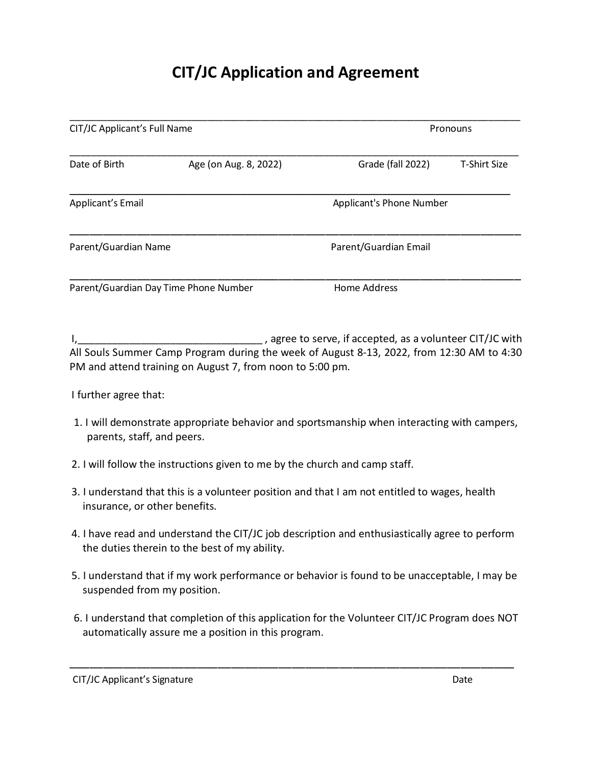# CIT/JC Application and Agreement

______________________________________________________________________________

CIT/JC Applicant's Full Name                                                                                    Pronouns

______________________________________________________________________________

Date of Birth                    Age (on Aug. 8, 2022)                    Grade (fall 2022)          T-Shirt Size

______________________________________________________________________________

Applicant's Email                                                                 Applicant's Phone Number

______________________________________________________________________________

Parent/Guardian Name                                                          Parent/Guardian Email

______________________________________________________________________________

Parent/Guardian Day Time Phone Number                          Home Address

I,________________________________ , agree to serve, if accepted, as a volunteer CIT/JC with All Souls Summer Camp Program during the week of August 8-13, 2022, from 12:30 AM to 4:30 PM and attend training on August 7, from noon to 5:00 pm.

I further agree that:

1. I will demonstrate appropriate behavior and sportsmanship when interacting with campers, parents, staff, and peers.
2. I will follow the instructions given to me by the church and camp staff.
3. I understand that this is a volunteer position and that I am not entitled to wages, health insurance, or other benefits.
4. I have read and understand the CIT/JC job description and enthusiastically agree to perform the duties therein to the best of my ability.
5. I understand that if my work performance or behavior is found to be unacceptable, I may be suspended from my position.
6. I understand that completion of this application for the Volunteer CIT/JC Program does NOT automatically assure me a position in this program.

______________________________________________________________________________

CIT/JC Applicant's Signature                                                                                    Date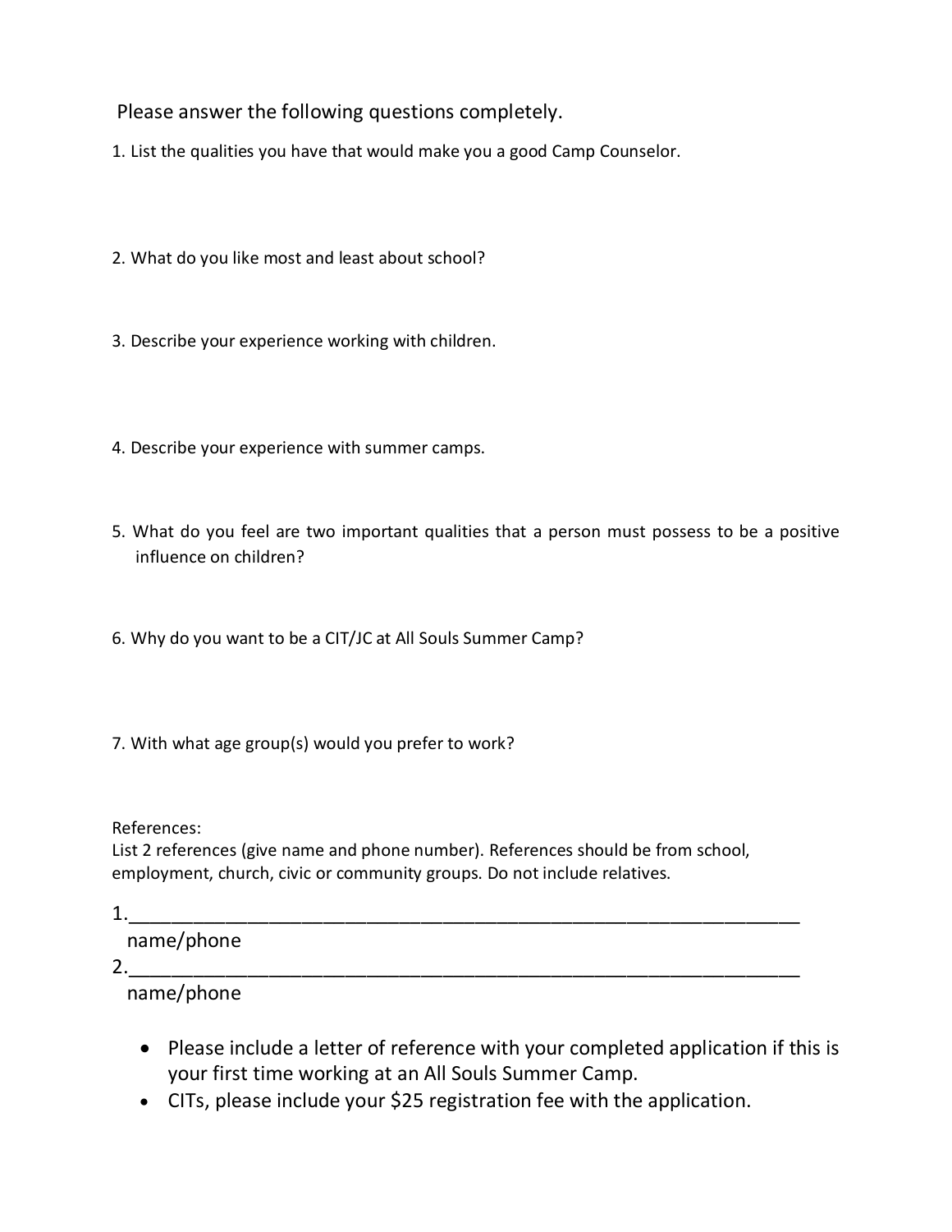Please answer the following questions completely.

1. List the qualities you have that would make you a good Camp Counselor.

2. What do you like most and least about school?

3. Describe your experience working with children.

4. Describe your experience with summer camps.

5. What do you feel are two important qualities that a person must possess to be a positive influence on children?

6. Why do you want to be a CIT/JC at All Souls Summer Camp?

7. With what age group(s) would you prefer to work?

References:
List 2 references (give name and phone number). References should be from school, employment, church, civic or community groups. Do not include relatives.

1.________________________________________________________________
name/phone

2.________________________________________________________________
name/phone

- Please include a letter of reference with your completed application if this is your first time working at an All Souls Summer Camp.
- CITs, please include your $25 registration fee with the application.